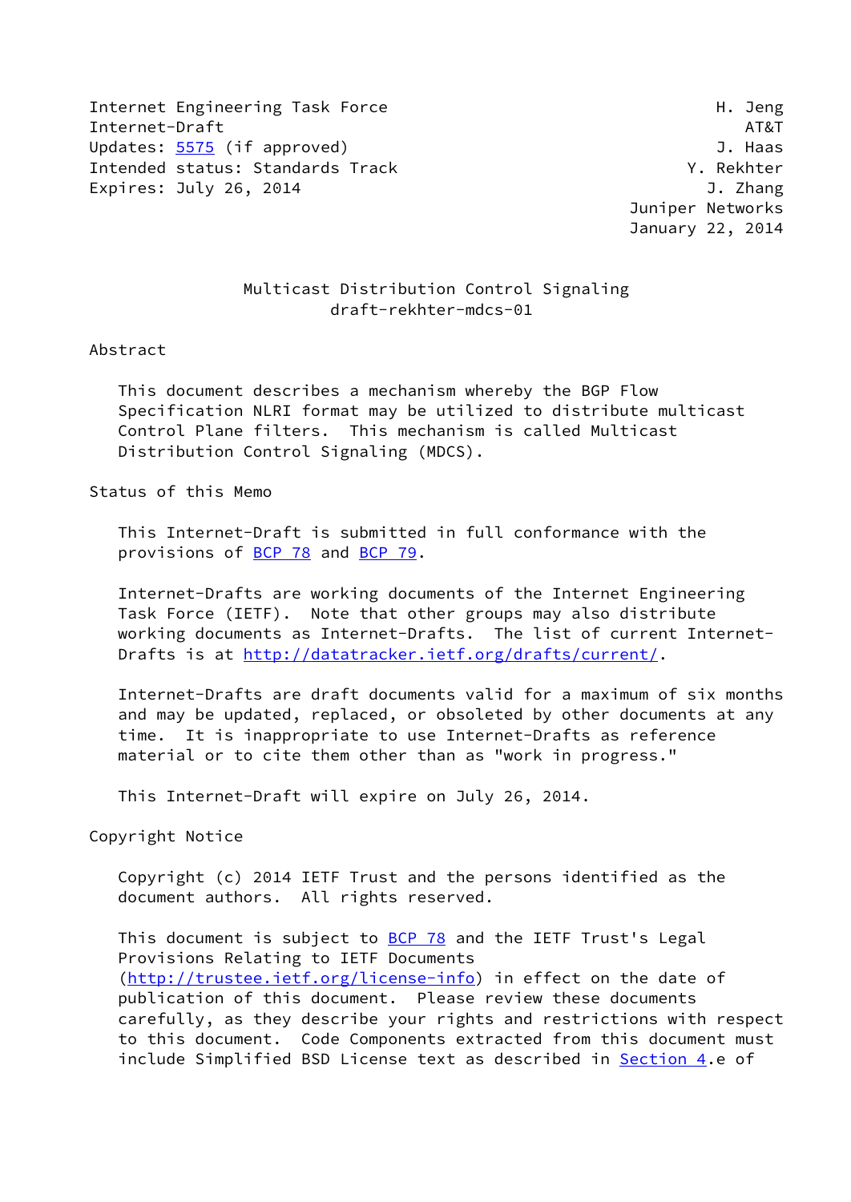Internet Engineering Task Force H. Jeng
Internet-Draft AT&T
Updates: 5575 (if approved) J. Haas
Intended status: Standards Track Y. Rekhter
Expires: July 26, 2014 J. Zhang
Juniper Networks
January 22, 2014

# Multicast Distribution Control Signaling
## draft-rekhter-mdcs-01

## Abstract

This document describes a mechanism whereby the BGP Flow Specification NLRI format may be utilized to distribute multicast Control Plane filters. This mechanism is called Multicast Distribution Control Signaling (MDCS).

## Status of this Memo

This Internet-Draft is submitted in full conformance with the provisions of BCP 78 and BCP 79.

Internet-Drafts are working documents of the Internet Engineering Task Force (IETF). Note that other groups may also distribute working documents as Internet-Drafts. The list of current Internet-Drafts is at http://datatracker.ietf.org/drafts/current/.

Internet-Drafts are draft documents valid for a maximum of six months and may be updated, replaced, or obsoleted by other documents at any time. It is inappropriate to use Internet-Drafts as reference material or to cite them other than as "work in progress."

This Internet-Draft will expire on July 26, 2014.

## Copyright Notice

Copyright (c) 2014 IETF Trust and the persons identified as the document authors. All rights reserved.

This document is subject to BCP 78 and the IETF Trust's Legal Provisions Relating to IETF Documents (http://trustee.ietf.org/license-info) in effect on the date of publication of this document. Please review these documents carefully, as they describe your rights and restrictions with respect to this document. Code Components extracted from this document must include Simplified BSD License text as described in Section 4.e of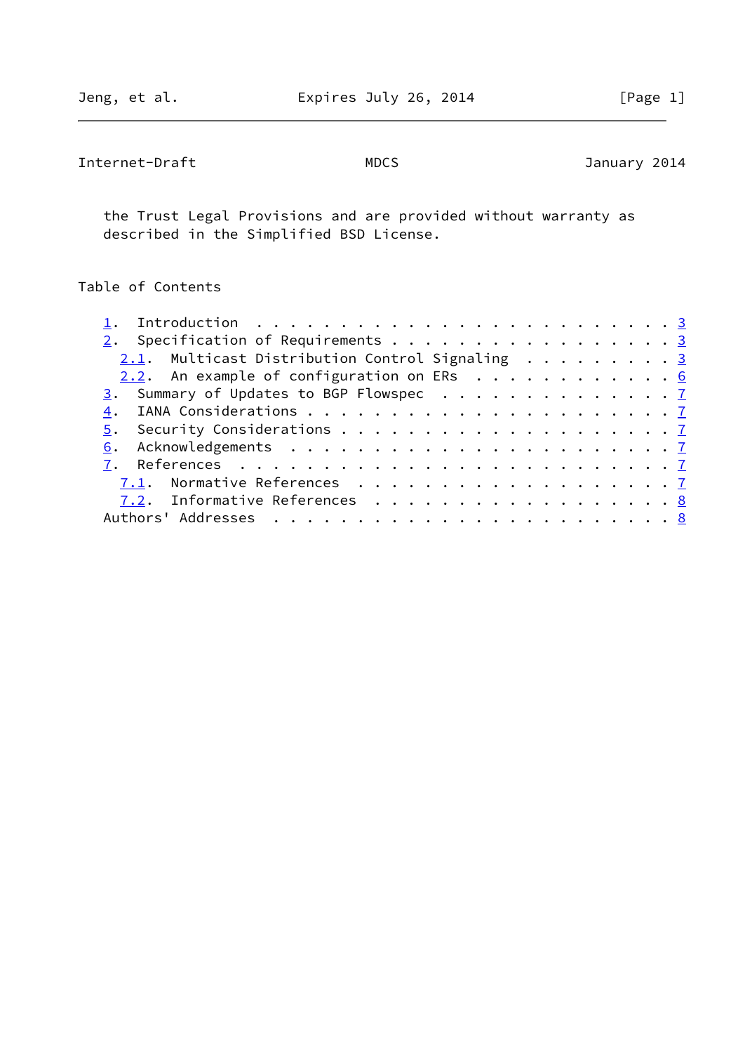the Trust Legal Provisions and are provided without warranty as described in the Simplified BSD License.

Table of Contents

```
   1.  Introduction . . . . . . . . . . . . . . . . . . . . . . . . . 3
   2.  Specification of Requirements . . . . . . . . . . . . . . . . . 3
     2.1.  Multicast Distribution Control Signaling  . . . . . . . . . 3
     2.2.  An example of configuration on ERs  . . . . . . . . . . . . 6
   3.  Summary of Updates to BGP Flowspec  . . . . . . . . . . . . . . 7
   4.  IANA Considerations . . . . . . . . . . . . . . . . . . . . . . 7
   5.  Security Considerations . . . . . . . . . . . . . . . . . . . . 7
   6.  Acknowledgements  . . . . . . . . . . . . . . . . . . . . . . . 7
   7.  References  . . . . . . . . . . . . . . . . . . . . . . . . . . 7
     7.1.  Normative References  . . . . . . . . . . . . . . . . . . . 7
     7.2.  Informative References  . . . . . . . . . . . . . . . . . . 8
   Authors' Addresses  . . . . . . . . . . . . . . . . . . . . . . . . 8
```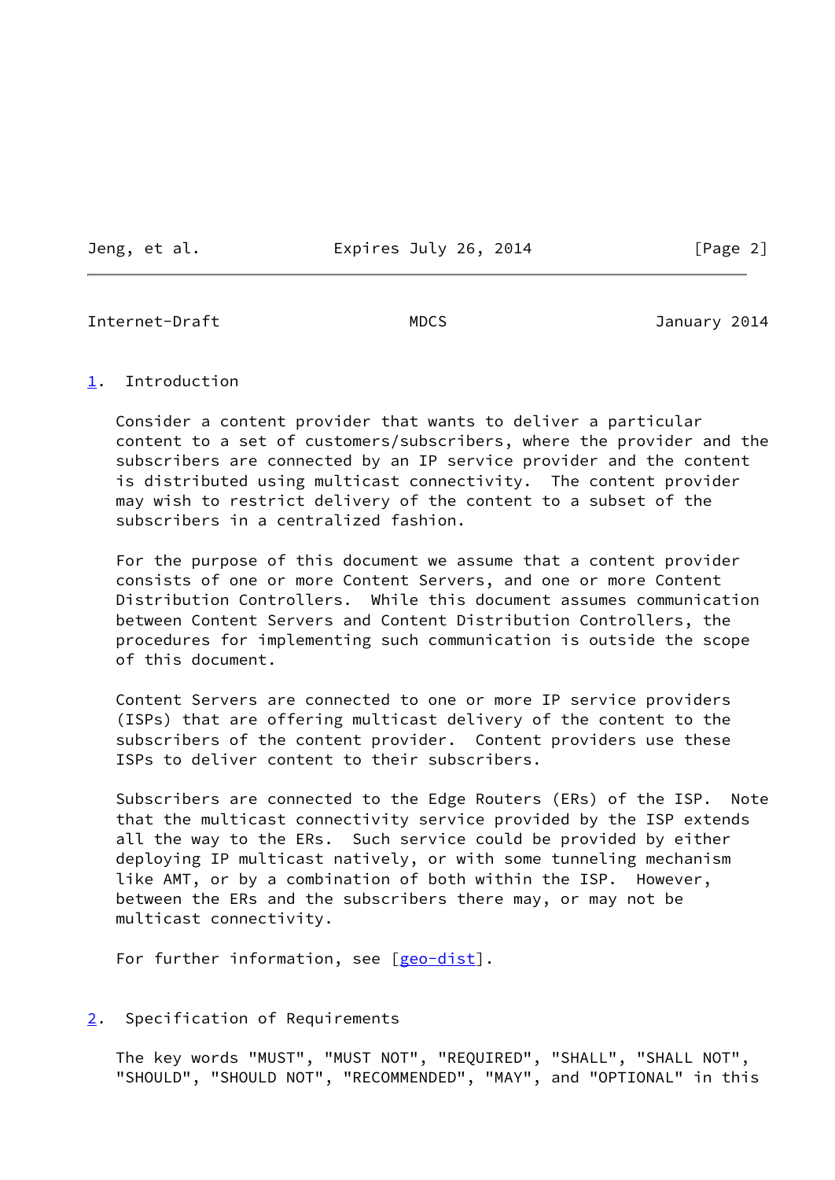## 1. Introduction

Consider a content provider that wants to deliver a particular content to a set of customers/subscribers, where the provider and the subscribers are connected by an IP service provider and the content is distributed using multicast connectivity. The content provider may wish to restrict delivery of the content to a subset of the subscribers in a centralized fashion.

For the purpose of this document we assume that a content provider consists of one or more Content Servers, and one or more Content Distribution Controllers. While this document assumes communication between Content Servers and Content Distribution Controllers, the procedures for implementing such communication is outside the scope of this document.

Content Servers are connected to one or more IP service providers (ISPs) that are offering multicast delivery of the content to the subscribers of the content provider. Content providers use these ISPs to deliver content to their subscribers.

Subscribers are connected to the Edge Routers (ERs) of the ISP. Note that the multicast connectivity service provided by the ISP extends all the way to the ERs. Such service could be provided by either deploying IP multicast natively, or with some tunneling mechanism like AMT, or by a combination of both within the ISP. However, between the ERs and the subscribers there may, or may not be multicast connectivity.

For further information, see [geo-dist].

## 2. Specification of Requirements

The key words "MUST", "MUST NOT", "REQUIRED", "SHALL", "SHALL NOT", "SHOULD", "SHOULD NOT", "RECOMMENDED", "MAY", and "OPTIONAL" in this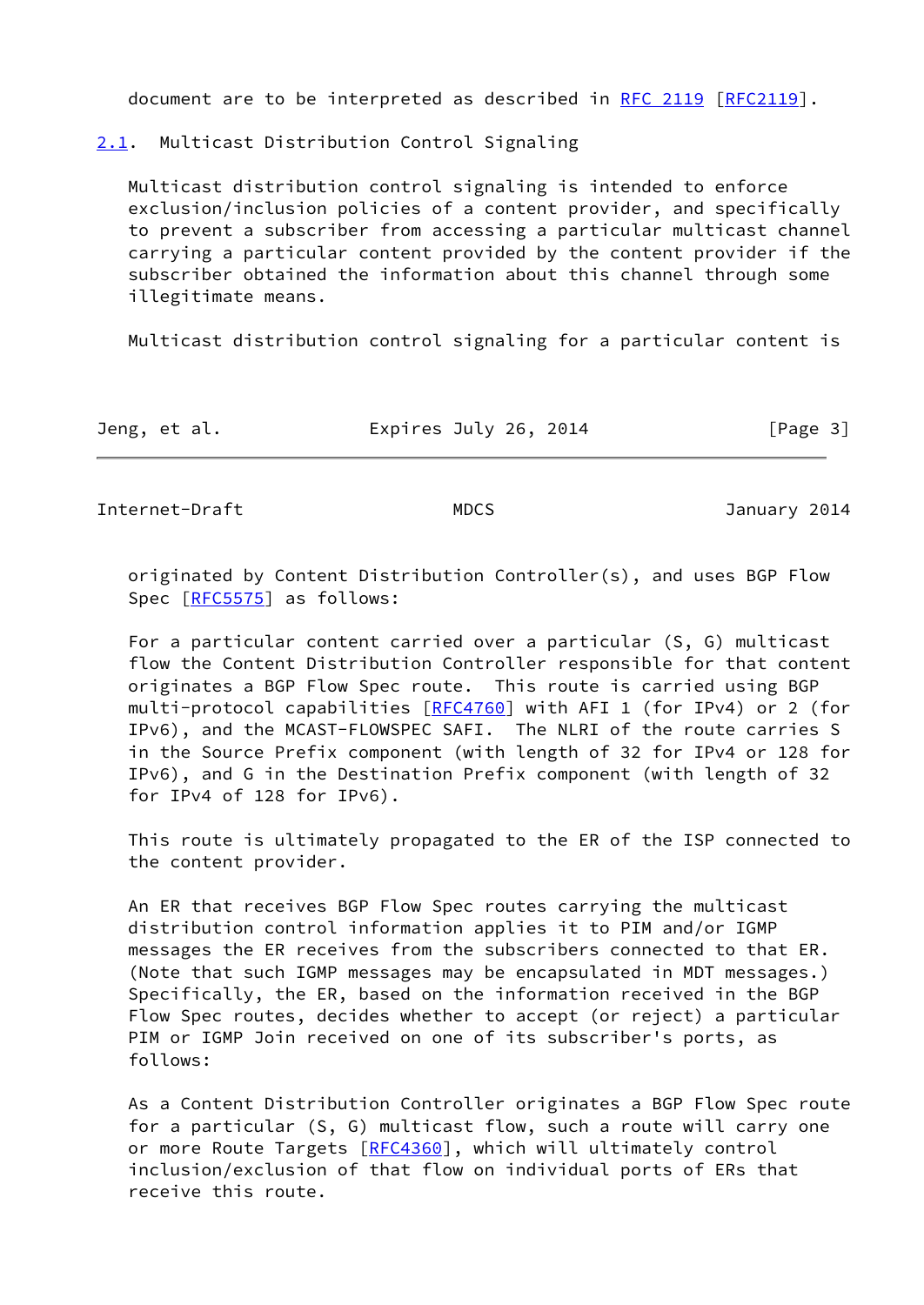document are to be interpreted as described in RFC 2119 [RFC2119].

## 2.1. Multicast Distribution Control Signaling

Multicast distribution control signaling is intended to enforce exclusion/inclusion policies of a content provider, and specifically to prevent a subscriber from accessing a particular multicast channel carrying a particular content provided by the content provider if the subscriber obtained the information about this channel through some illegitimate means.

Multicast distribution control signaling for a particular content is originated by Content Distribution Controller(s), and uses BGP Flow Spec [RFC5575] as follows:

For a particular content carried over a particular (S, G) multicast flow the Content Distribution Controller responsible for that content originates a BGP Flow Spec route. This route is carried using BGP multi-protocol capabilities [RFC4760] with AFI 1 (for IPv4) or 2 (for IPv6), and the MCAST-FLOWSPEC SAFI. The NLRI of the route carries S in the Source Prefix component (with length of 32 for IPv4 or 128 for IPv6), and G in the Destination Prefix component (with length of 32 for IPv4 of 128 for IPv6).

This route is ultimately propagated to the ER of the ISP connected to the content provider.

An ER that receives BGP Flow Spec routes carrying the multicast distribution control information applies it to PIM and/or IGMP messages the ER receives from the subscribers connected to that ER. (Note that such IGMP messages may be encapsulated in MDT messages.) Specifically, the ER, based on the information received in the BGP Flow Spec routes, decides whether to accept (or reject) a particular PIM or IGMP Join received on one of its subscriber's ports, as follows:

As a Content Distribution Controller originates a BGP Flow Spec route for a particular (S, G) multicast flow, such a route will carry one or more Route Targets [RFC4360], which will ultimately control inclusion/exclusion of that flow on individual ports of ERs that receive this route.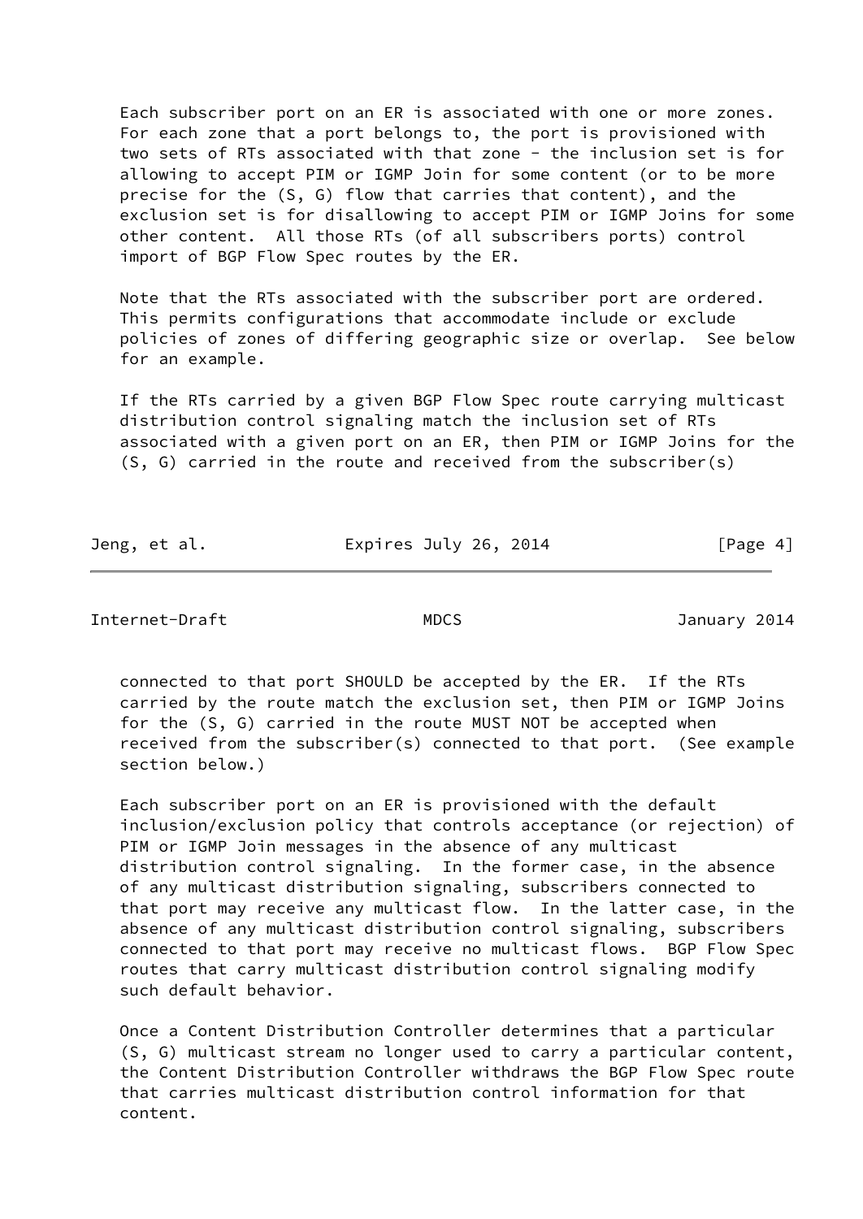Each subscriber port on an ER is associated with one or more zones. For each zone that a port belongs to, the port is provisioned with two sets of RTs associated with that zone - the inclusion set is for allowing to accept PIM or IGMP Join for some content (or to be more precise for the (S, G) flow that carries that content), and the exclusion set is for disallowing to accept PIM or IGMP Joins for some other content. All those RTs (of all subscribers ports) control import of BGP Flow Spec routes by the ER.

Note that the RTs associated with the subscriber port are ordered. This permits configurations that accommodate include or exclude policies of zones of differing geographic size or overlap. See below for an example.

If the RTs carried by a given BGP Flow Spec route carrying multicast distribution control signaling match the inclusion set of RTs associated with a given port on an ER, then PIM or IGMP Joins for the (S, G) carried in the route and received from the subscriber(s) connected to that port SHOULD be accepted by the ER. If the RTs carried by the route match the exclusion set, then PIM or IGMP Joins for the (S, G) carried in the route MUST NOT be accepted when received from the subscriber(s) connected to that port. (See example section below.)

Each subscriber port on an ER is provisioned with the default inclusion/exclusion policy that controls acceptance (or rejection) of PIM or IGMP Join messages in the absence of any multicast distribution control signaling. In the former case, in the absence of any multicast distribution signaling, subscribers connected to that port may receive any multicast flow. In the latter case, in the absence of any multicast distribution control signaling, subscribers connected to that port may receive no multicast flows. BGP Flow Spec routes that carry multicast distribution control signaling modify such default behavior.

Once a Content Distribution Controller determines that a particular (S, G) multicast stream no longer used to carry a particular content, the Content Distribution Controller withdraws the BGP Flow Spec route that carries multicast distribution control information for that content.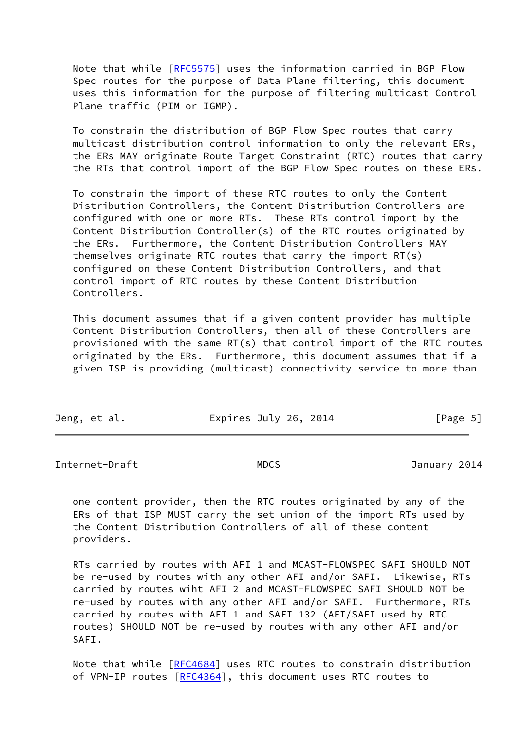Note that while [RFC5575] uses the information carried in BGP Flow Spec routes for the purpose of Data Plane filtering, this document uses this information for the purpose of filtering multicast Control Plane traffic (PIM or IGMP).

To constrain the distribution of BGP Flow Spec routes that carry multicast distribution control information to only the relevant ERs, the ERs MAY originate Route Target Constraint (RTC) routes that carry the RTs that control import of the BGP Flow Spec routes on these ERs.

To constrain the import of these RTC routes to only the Content Distribution Controllers, the Content Distribution Controllers are configured with one or more RTs. These RTs control import by the Content Distribution Controller(s) of the RTC routes originated by the ERs. Furthermore, the Content Distribution Controllers MAY themselves originate RTC routes that carry the import RT(s) configured on these Content Distribution Controllers, and that control import of RTC routes by these Content Distribution Controllers.

This document assumes that if a given content provider has multiple Content Distribution Controllers, then all of these Controllers are provisioned with the same RT(s) that control import of the RTC routes originated by the ERs. Furthermore, this document assumes that if a given ISP is providing (multicast) connectivity service to more than one content provider, then the RTC routes originated by any of the ERs of that ISP MUST carry the set union of the import RTs used by the Content Distribution Controllers of all of these content providers.

RTs carried by routes with AFI 1 and MCAST-FLOWSPEC SAFI SHOULD NOT be re-used by routes with any other AFI and/or SAFI. Likewise, RTs carried by routes wiht AFI 2 and MCAST-FLOWSPEC SAFI SHOULD NOT be re-used by routes with any other AFI and/or SAFI. Furthermore, RTs carried by routes with AFI 1 and SAFI 132 (AFI/SAFI used by RTC routes) SHOULD NOT be re-used by routes with any other AFI and/or SAFI.

Note that while [RFC4684] uses RTC routes to constrain distribution of VPN-IP routes [RFC4364], this document uses RTC routes to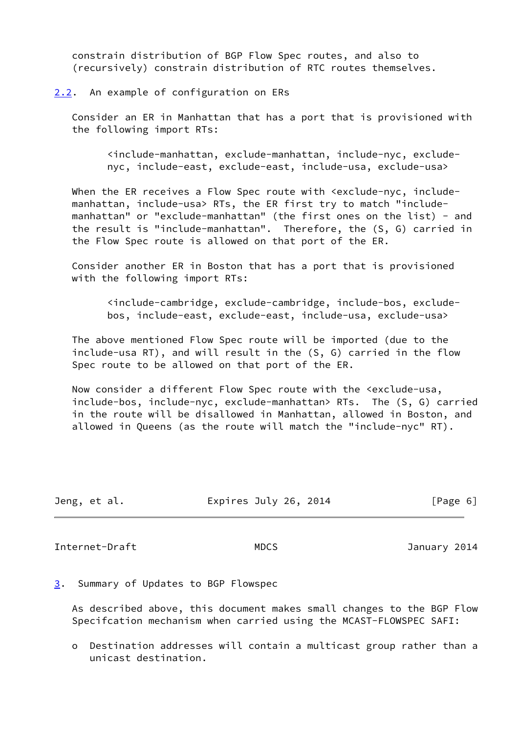constrain distribution of BGP Flow Spec routes, and also to (recursively) constrain distribution of RTC routes themselves.

### 2.2. An example of configuration on ERs

Consider an ER in Manhattan that has a port that is provisioned with the following import RTs:

```
<include-manhattan, exclude-manhattan, include-nyc, exclude-
nyc, include-east, exclude-east, include-usa, exclude-usa>
```

When the ER receives a Flow Spec route with <exclude-nyc, include-manhattan, include-usa> RTs, the ER first try to match "include-manhattan" or "exclude-manhattan" (the first ones on the list) - and the result is "include-manhattan". Therefore, the (S, G) carried in the Flow Spec route is allowed on that port of the ER.

Consider another ER in Boston that has a port that is provisioned with the following import RTs:

```
<include-cambridge, exclude-cambridge, include-bos, exclude-
bos, include-east, exclude-east, include-usa, exclude-usa>
```

The above mentioned Flow Spec route will be imported (due to the include-usa RT), and will result in the (S, G) carried in the flow Spec route to be allowed on that port of the ER.

Now consider a different Flow Spec route with the <exclude-usa, include-bos, include-nyc, exclude-manhattan> RTs. The (S, G) carried in the route will be disallowed in Manhattan, allowed in Boston, and allowed in Queens (as the route will match the "include-nyc" RT).

## 3. Summary of Updates to BGP Flowspec

As described above, this document makes small changes to the BGP Flow Specifcation mechanism when carried using the MCAST-FLOWSPEC SAFI:

- o Destination addresses will contain a multicast group rather than a unicast destination.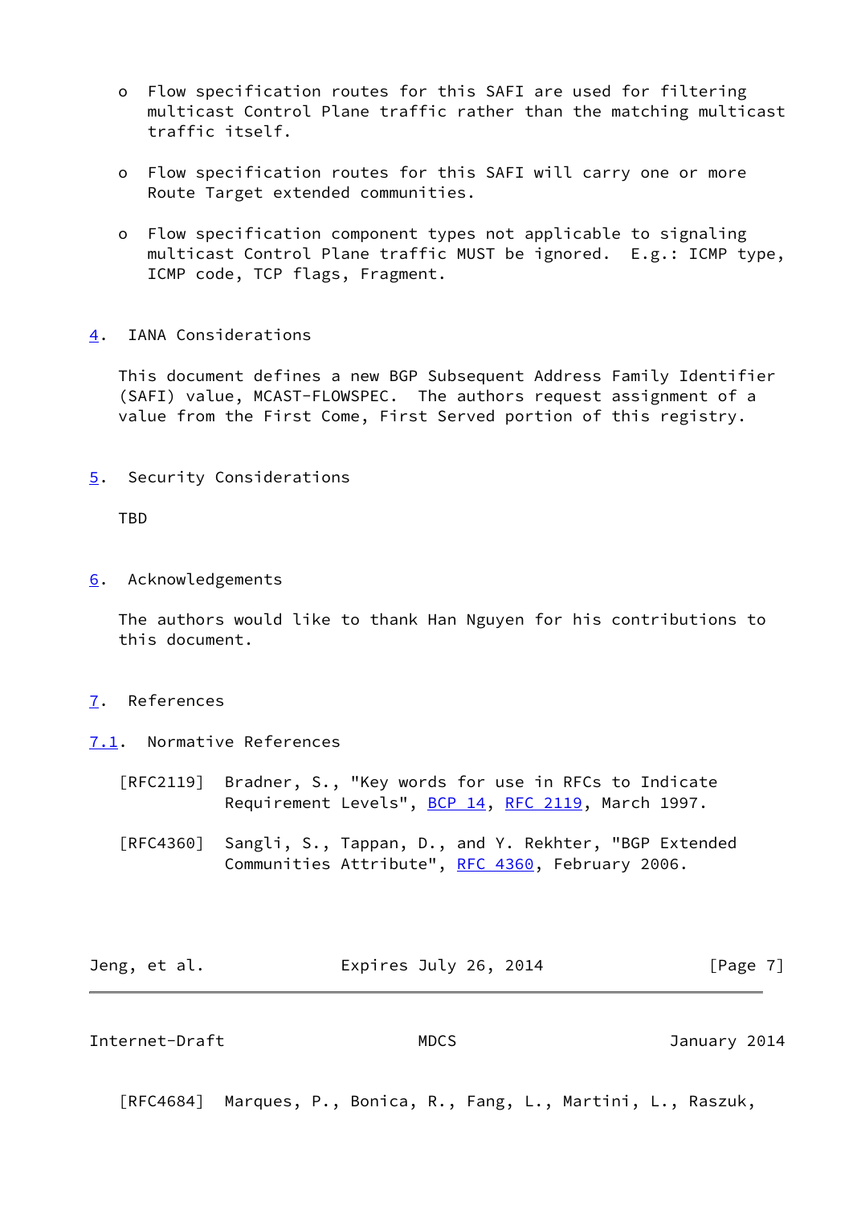- Flow specification routes for this SAFI are used for filtering multicast Control Plane traffic rather than the matching multicast traffic itself.

- Flow specification routes for this SAFI will carry one or more Route Target extended communities.

- Flow specification component types not applicable to signaling multicast Control Plane traffic MUST be ignored. E.g.: ICMP type, ICMP code, TCP flags, Fragment.

## 4. IANA Considerations

This document defines a new BGP Subsequent Address Family Identifier (SAFI) value, MCAST-FLOWSPEC. The authors request assignment of a value from the First Come, First Served portion of this registry.

## 5. Security Considerations

TBD

## 6. Acknowledgements

The authors would like to thank Han Nguyen for his contributions to this document.

## 7. References

### 7.1. Normative References

[RFC2119] Bradner, S., "Key words for use in RFCs to Indicate Requirement Levels", BCP 14, RFC 2119, March 1997.

[RFC4360] Sangli, S., Tappan, D., and Y. Rekhter, "BGP Extended Communities Attribute", RFC 4360, February 2006.

[RFC4684] Marques, P., Bonica, R., Fang, L., Martini, L., Raszuk,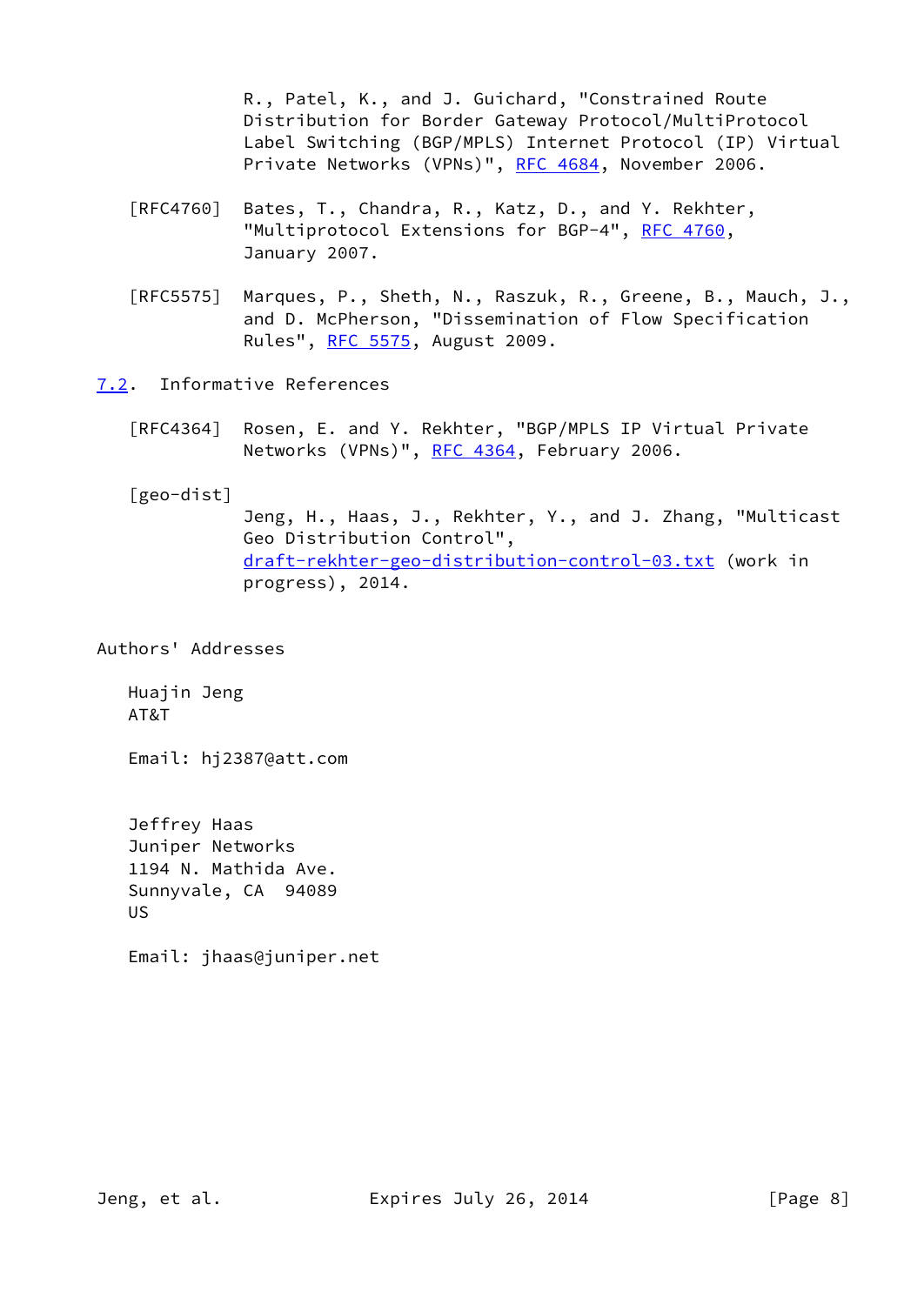R., Patel, K., and J. Guichard, "Constrained Route Distribution for Border Gateway Protocol/MultiProtocol Label Switching (BGP/MPLS) Internet Protocol (IP) Virtual Private Networks (VPNs)", RFC 4684, November 2006.

[RFC4760] Bates, T., Chandra, R., Katz, D., and Y. Rekhter, "Multiprotocol Extensions for BGP-4", RFC 4760, January 2007.

[RFC5575] Marques, P., Sheth, N., Raszuk, R., Greene, B., Mauch, J., and D. McPherson, "Dissemination of Flow Specification Rules", RFC 5575, August 2009.

### 7.2. Informative References

[RFC4364] Rosen, E. and Y. Rekhter, "BGP/MPLS IP Virtual Private Networks (VPNs)", RFC 4364, February 2006.

[geo-dist] Jeng, H., Haas, J., Rekhter, Y., and J. Zhang, "Multicast Geo Distribution Control", draft-rekhter-geo-distribution-control-03.txt (work in progress), 2014.

## Authors' Addresses

Huajin Jeng
AT&T

Email: hj2387@att.com

Jeffrey Haas
Juniper Networks
1194 N. Mathida Ave.
Sunnyvale, CA 94089
US

Email: jhaas@juniper.net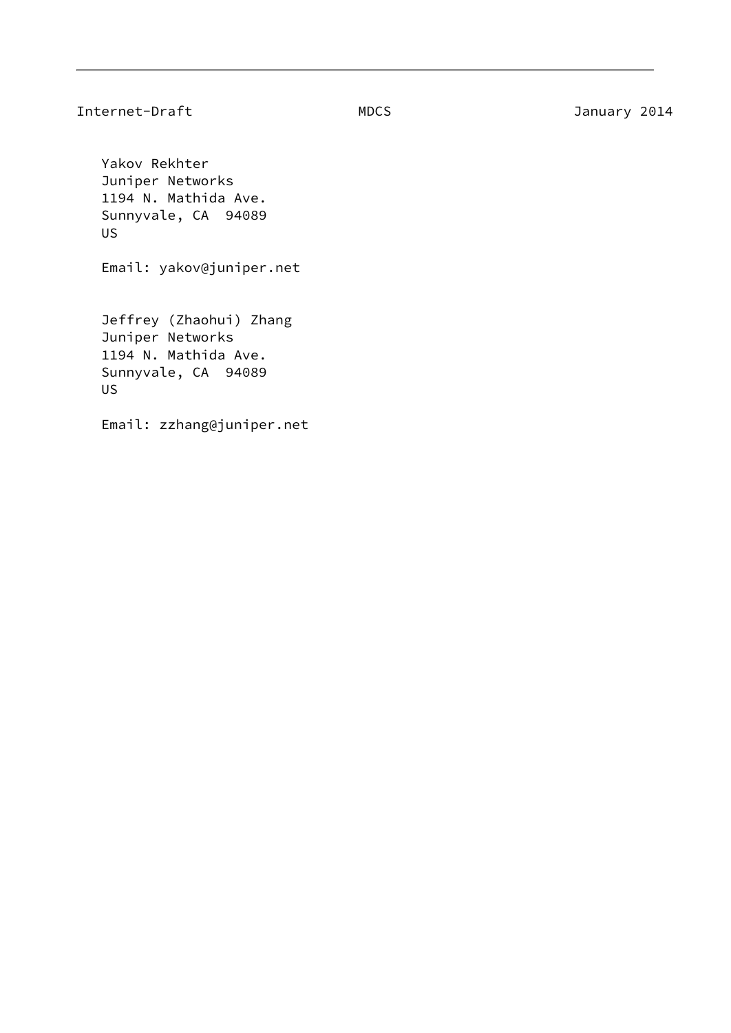Yakov Rekhter
Juniper Networks
1194 N. Mathida Ave.
Sunnyvale, CA  94089
US

Email: yakov@juniper.net

Jeffrey (Zhaohui) Zhang
Juniper Networks
1194 N. Mathida Ave.
Sunnyvale, CA  94089
US

Email: zzhang@juniper.net